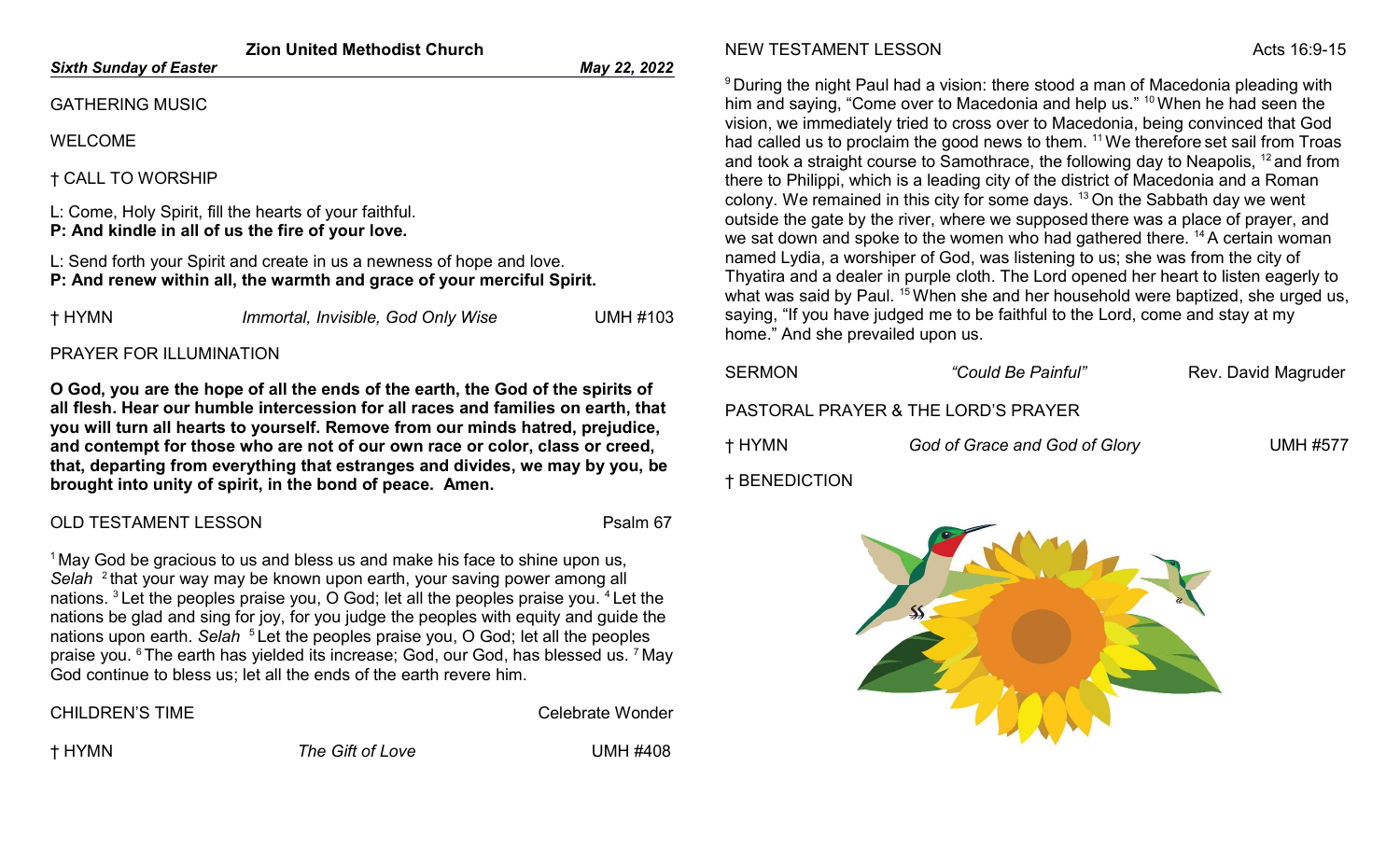**Zion United Methodist Church**

***Sixth Sunday of Easter*** ***May 22, 2022***

GATHERING MUSIC

WELCOME

† CALL TO WORSHIP

L: Come, Holy Spirit, fill the hearts of your faithful.
**P: And kindle in all of us the fire of your love.**

L: Send forth your Spirit and create in us a newness of hope and love.
**P: And renew within all, the warmth and grace of your merciful Spirit.**

† HYMN *Immortal, Invisible, God Only Wise* UMH #103

PRAYER FOR ILLUMINATION

**O God, you are the hope of all the ends of the earth, the God of the spirits of all flesh. Hear our humble intercession for all races and families on earth, that you will turn all hearts to yourself. Remove from our minds hatred, prejudice, and contempt for those who are not of our own race or color, class or creed, that, departing from everything that estranges and divides, we may by you, be brought into unity of spirit, in the bond of peace. Amen.**

OLD TESTAMENT LESSON Psalm 67

[1] May God be gracious to us and bless us and make his face to shine upon us, *Selah* [2] that your way may be known upon earth, your saving power among all nations. [3] Let the peoples praise you, O God; let all the peoples praise you. [4] Let the nations be glad and sing for joy, for you judge the peoples with equity and guide the nations upon earth. *Selah* [5] Let the peoples praise you, O God; let all the peoples praise you. [6] The earth has yielded its increase; God, our God, has blessed us. [7] May God continue to bless us; let all the ends of the earth revere him.

CHILDREN'S TIME Celebrate Wonder

† HYMN *The Gift of Love* UMH #408

NEW TESTAMENT LESSON Acts 16:9-15

[9] During the night Paul had a vision: there stood a man of Macedonia pleading with him and saying, "Come over to Macedonia and help us." [10] When he had seen the vision, we immediately tried to cross over to Macedonia, being convinced that God had called us to proclaim the good news to them. [11] We therefore set sail from Troas and took a straight course to Samothrace, the following day to Neapolis, [12] and from there to Philippi, which is a leading city of the district of Macedonia and a Roman colony. We remained in this city for some days. [13] On the Sabbath day we went outside the gate by the river, where we supposed there was a place of prayer, and we sat down and spoke to the women who had gathered there. [14] A certain woman named Lydia, a worshiper of God, was listening to us; she was from the city of Thyatira and a dealer in purple cloth. The Lord opened her heart to listen eagerly to what was said by Paul. [15] When she and her household were baptized, she urged us, saying, "If you have judged me to be faithful to the Lord, come and stay at my home." And she prevailed upon us.

SERMON *"Could Be Painful"* Rev. David Magruder

PASTORAL PRAYER & THE LORD'S PRAYER

† HYMN *God of Grace and God of Glory* UMH #577

† BENEDICTION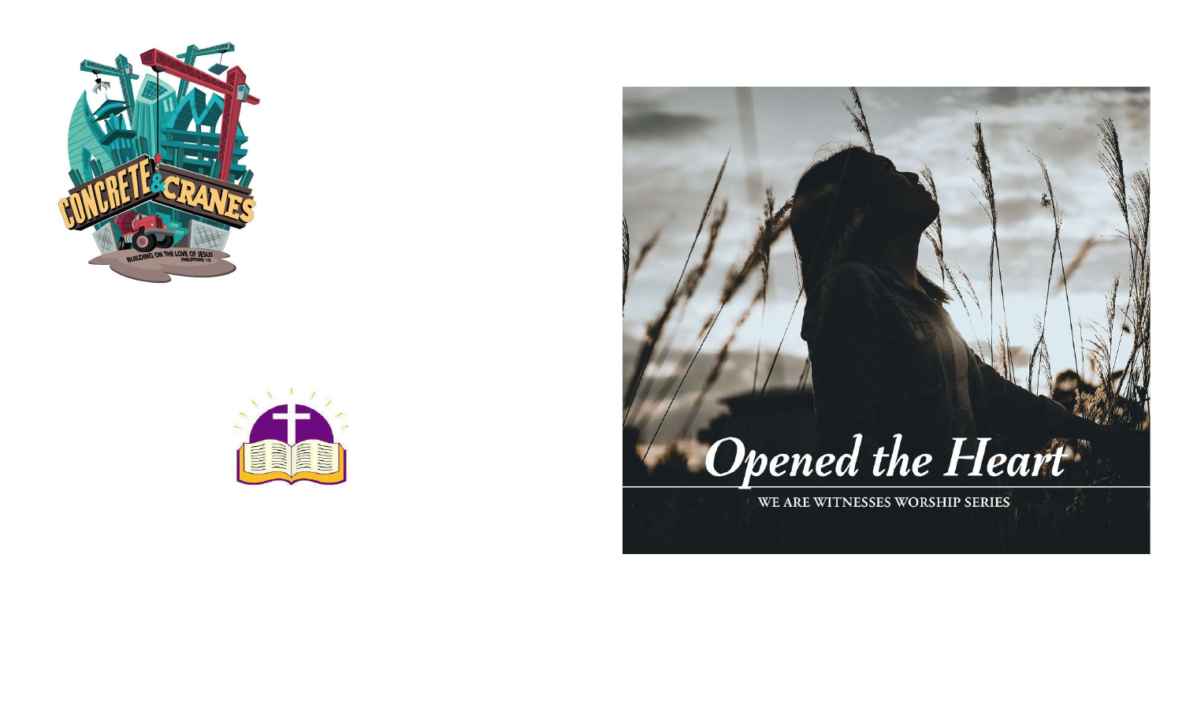Opened the Heart

WE ARE WITNESSES WORSHIP SERIES